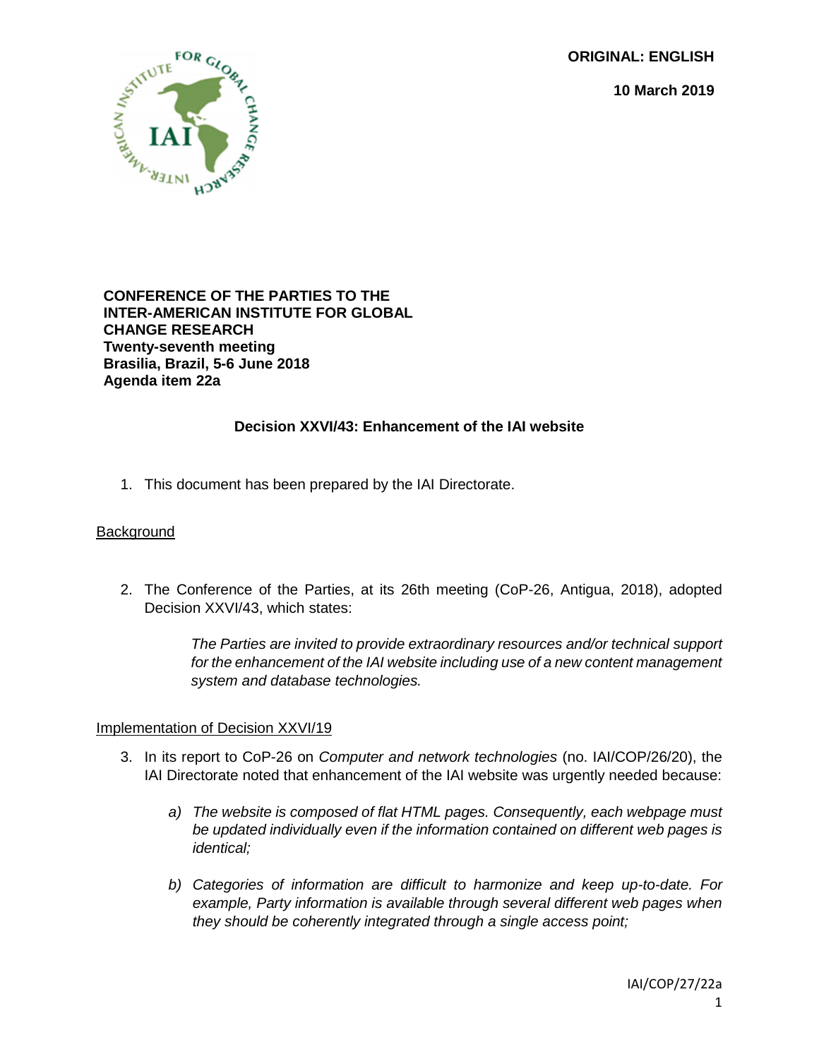**ORIGINAL: ENGLISH**

**10 March 2019**

**CONFERENCE OF THE PARTIES TO THE INTER-AMERICAN INSTITUTE FOR GLOBAL CHANGE RESEARCH**
**Twenty-seventh meeting**
**Brasilia, Brazil, 5-6 June 2018**
**Agenda item 22a**

## Decision XXVI/43: Enhancement of the IAI website

1. This document has been prepared by the IAI Directorate.

### Background

2. The Conference of the Parties, at its 26th meeting (CoP-26, Antigua, 2018), adopted Decision XXVI/43, which states:

   > *The Parties are invited to provide extraordinary resources and/or technical support for the enhancement of the IAI website including use of a new content management system and database technologies.*

### Implementation of Decision XXVI/19

3. In its report to CoP-26 on *Computer and network technologies* (no. IAI/COP/26/20), the IAI Directorate noted that enhancement of the IAI website was urgently needed because:

   *a) The website is composed of flat HTML pages. Consequently, each webpage must be updated individually even if the information contained on different web pages is identical;*

   *b) Categories of information are difficult to harmonize and keep up-to-date. For example, Party information is available through several different web pages when they should be coherently integrated through a single access point;*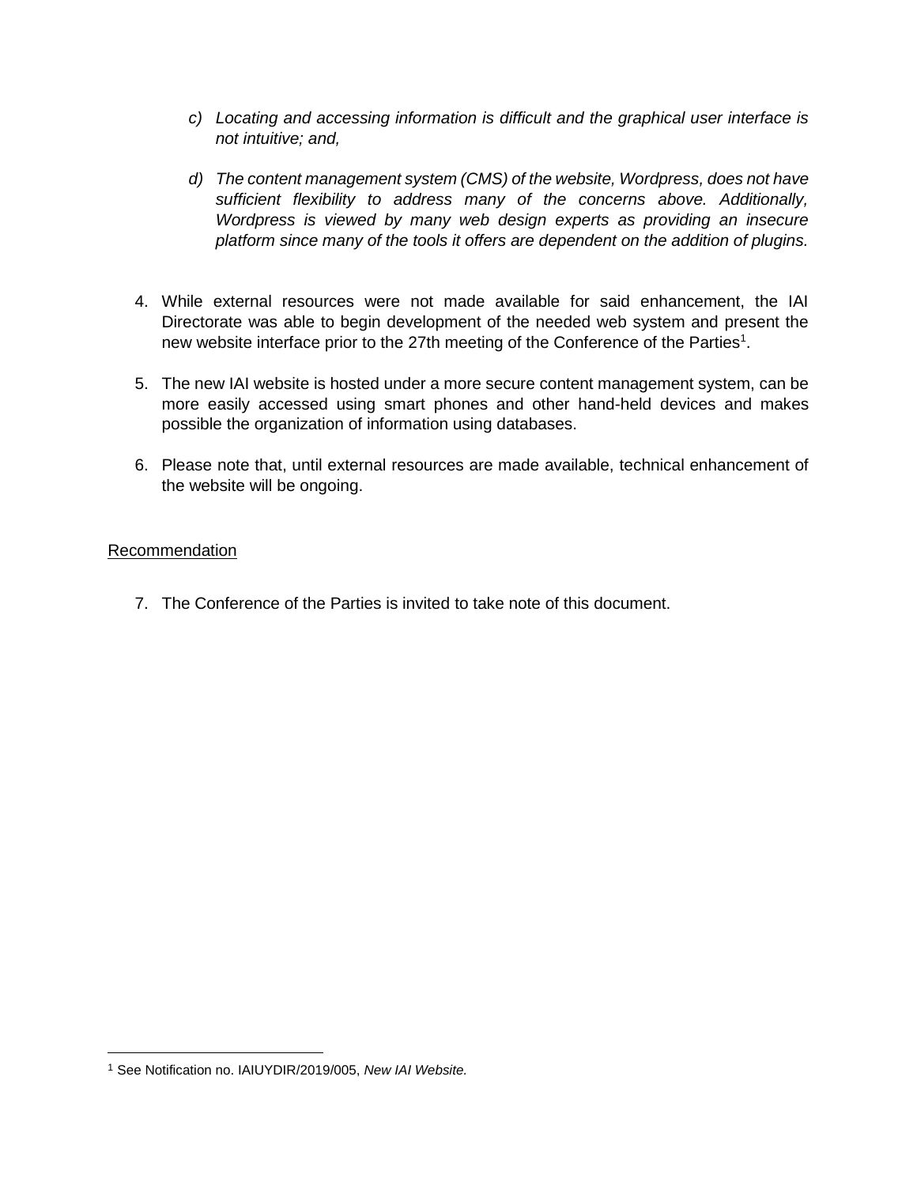c) *Locating and accessing information is difficult and the graphical user interface is not intuitive; and,*

d) *The content management system (CMS) of the website, Wordpress, does not have sufficient flexibility to address many of the concerns above. Additionally, Wordpress is viewed by many web design experts as providing an insecure platform since many of the tools it offers are dependent on the addition of plugins.*

4. While external resources were not made available for said enhancement, the IAI Directorate was able to begin development of the needed web system and present the new website interface prior to the 27th meeting of the Conference of the Parties[1].

5. The new IAI website is hosted under a more secure content management system, can be more easily accessed using smart phones and other hand-held devices and makes possible the organization of information using databases.

6. Please note that, until external resources are made available, technical enhancement of the website will be ongoing.

<u>Recommendation</u>

7. The Conference of the Parties is invited to take note of this document.

[1] See Notification no. IAIUYDIR/2019/005, *New IAI Website.*